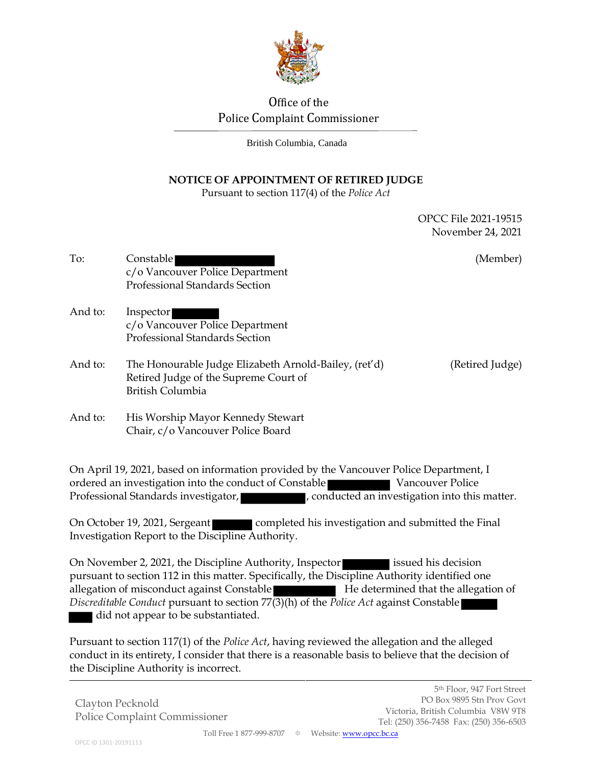Office of the
Police Complaint Commissioner

British Columbia, Canada

# NOTICE OF APPOINTMENT OF RETIRED JUDGE

Pursuant to section 117(4) of the *Police Act*

OPCC File 2021-19515
November 24, 2021

To: Constable (Member)
c/o Vancouver Police Department
Professional Standards Section

And to: Inspector
c/o Vancouver Police Department
Professional Standards Section

And to: The Honourable Judge Elizabeth Arnold-Bailey, (ret'd) (Retired Judge)
Retired Judge of the Supreme Court of
British Columbia

And to: His Worship Mayor Kennedy Stewart
Chair, c/o Vancouver Police Board

On April 19, 2021, based on information provided by the Vancouver Police Department, I ordered an investigation into the conduct of Constable Vancouver Police Professional Standards investigator, , conducted an investigation into this matter.

On October 19, 2021, Sergeant completed his investigation and submitted the Final Investigation Report to the Discipline Authority.

On November 2, 2021, the Discipline Authority, Inspector issued his decision pursuant to section 112 in this matter. Specifically, the Discipline Authority identified one allegation of misconduct against Constable He determined that the allegation of *Discreditable Conduct* pursuant to section 77(3)(h) of the *Police Act* against Constable did not appear to be substantiated.

Pursuant to section 117(1) of the *Police Act*, having reviewed the allegation and the alleged conduct in its entirety, I consider that there is a reasonable basis to believe that the decision of the Discipline Authority is incorrect.

Clayton Pecknold
Police Complaint Commissioner

5th Floor, 947 Fort Street
PO Box 9895 Stn Prov Govt
Victoria, British Columbia V8W 9T8
Tel: (250) 356-7458 Fax: (250) 356-6503

Toll Free 1 877-999-8707 Website: www.opcc.bc.ca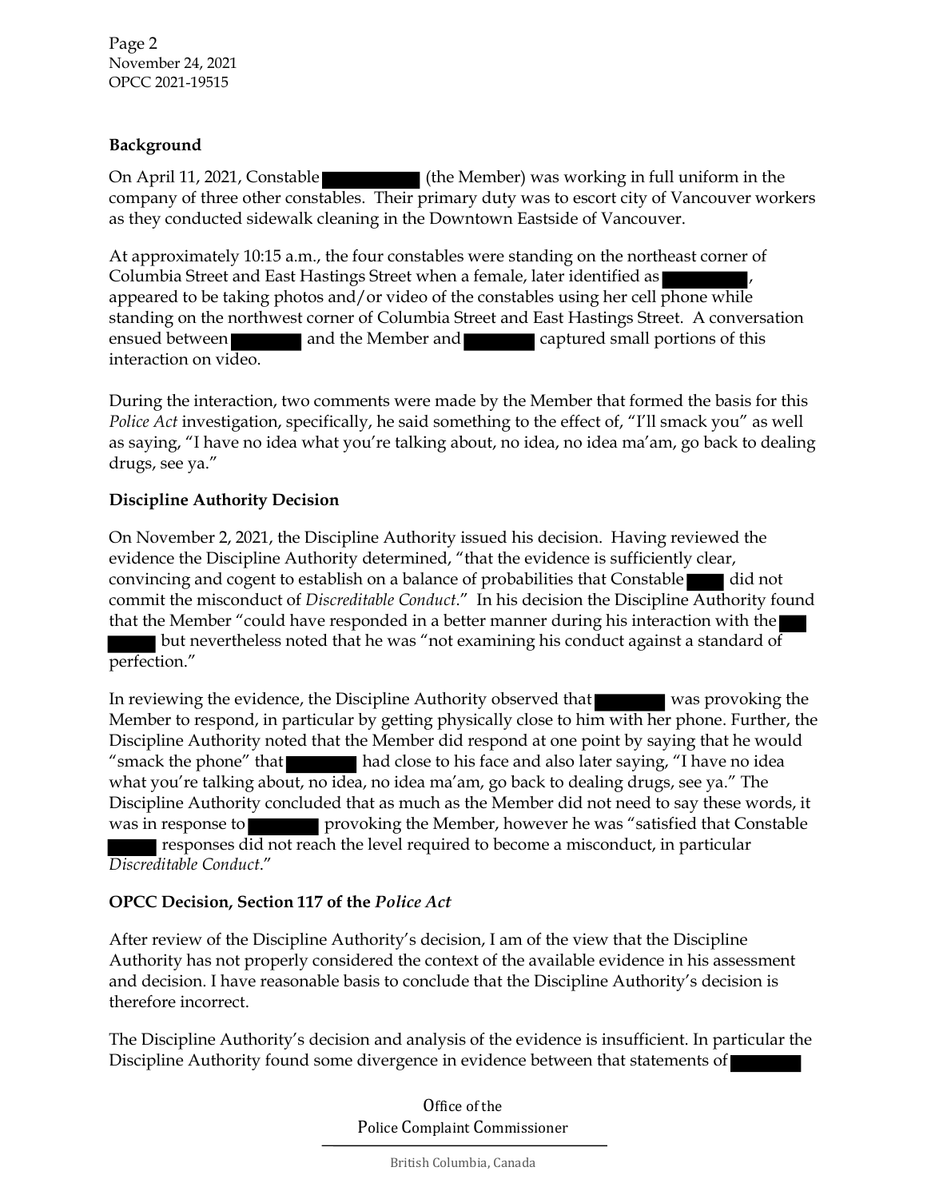## Background

On April 11, 2021, Constable ██████ (the Member) was working in full uniform in the company of three other constables. Their primary duty was to escort city of Vancouver workers as they conducted sidewalk cleaning in the Downtown Eastside of Vancouver.

At approximately 10:15 a.m., the four constables were standing on the northeast corner of Columbia Street and East Hastings Street when a female, later identified as ██████, appeared to be taking photos and/or video of the constables using her cell phone while standing on the northwest corner of Columbia Street and East Hastings Street. A conversation ensued between ██████ and the Member and ██████ captured small portions of this interaction on video.

During the interaction, two comments were made by the Member that formed the basis for this *Police Act* investigation, specifically, he said something to the effect of, "I'll smack you" as well as saying, "I have no idea what you're talking about, no idea, no idea ma'am, go back to dealing drugs, see ya."

## Discipline Authority Decision

On November 2, 2021, the Discipline Authority issued his decision. Having reviewed the evidence the Discipline Authority determined, "that the evidence is sufficiently clear, convincing and cogent to establish on a balance of probabilities that Constable ██████ did not commit the misconduct of *Discreditable Conduct*." In his decision the Discipline Authority found that the Member "could have responded in a better manner during his interaction with the ██████ ██████ but nevertheless noted that he was "not examining his conduct against a standard of perfection."

In reviewing the evidence, the Discipline Authority observed that ██████ was provoking the Member to respond, in particular by getting physically close to him with her phone. Further, the Discipline Authority noted that the Member did respond at one point by saying that he would "smack the phone" that ██████ had close to his face and also later saying, "I have no idea what you're talking about, no idea, no idea ma'am, go back to dealing drugs, see ya." The Discipline Authority concluded that as much as the Member did not need to say these words, it was in response to ██████ provoking the Member, however he was "satisfied that Constable ██████ responses did not reach the level required to become a misconduct, in particular *Discreditable Conduct*."

## OPCC Decision, Section 117 of the *Police Act*

After review of the Discipline Authority's decision, I am of the view that the Discipline Authority has not properly considered the context of the available evidence in his assessment and decision. I have reasonable basis to conclude that the Discipline Authority's decision is therefore incorrect.

The Discipline Authority's decision and analysis of the evidence is insufficient. In particular the Discipline Authority found some divergence in evidence between that statements of ██████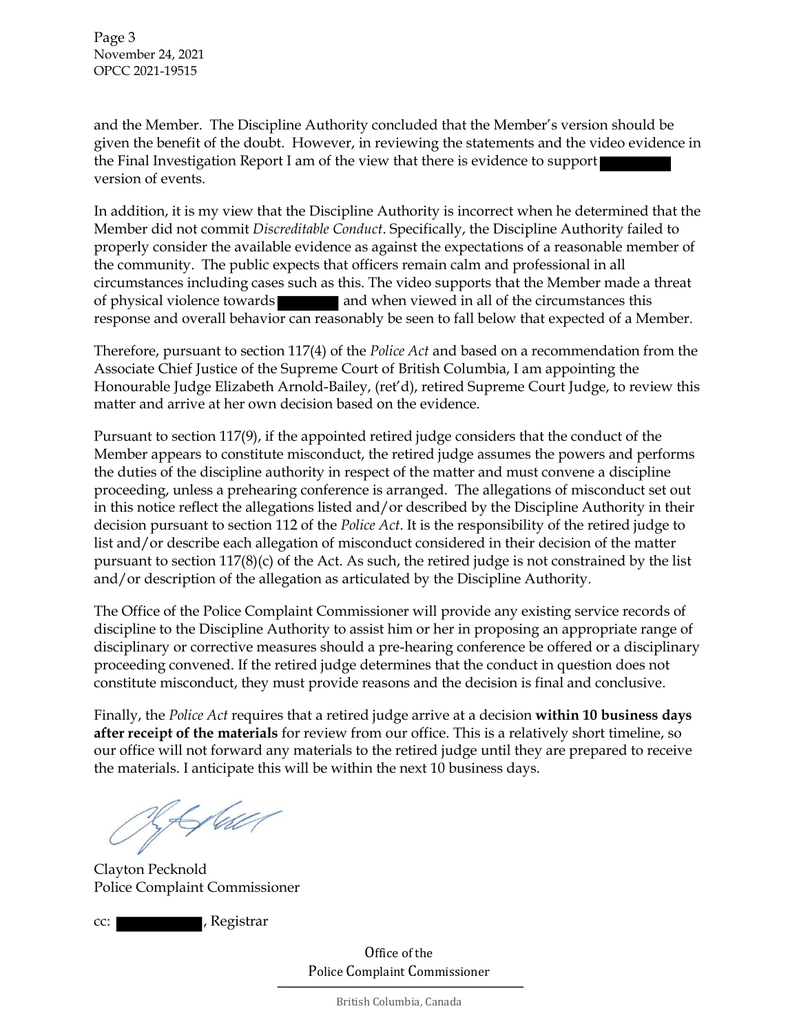and the Member. The Discipline Authority concluded that the Member's version should be given the benefit of the doubt. However, in reviewing the statements and the video evidence in the Final Investigation Report I am of the view that there is evidence to support ██████ version of events.

In addition, it is my view that the Discipline Authority is incorrect when he determined that the Member did not commit *Discreditable Conduct*. Specifically, the Discipline Authority failed to properly consider the available evidence as against the expectations of a reasonable member of the community. The public expects that officers remain calm and professional in all circumstances including cases such as this. The video supports that the Member made a threat of physical violence towards ██████ and when viewed in all of the circumstances this response and overall behavior can reasonably be seen to fall below that expected of a Member.

Therefore, pursuant to section 117(4) of the *Police Act* and based on a recommendation from the Associate Chief Justice of the Supreme Court of British Columbia, I am appointing the Honourable Judge Elizabeth Arnold-Bailey, (ret'd), retired Supreme Court Judge, to review this matter and arrive at her own decision based on the evidence.

Pursuant to section 117(9), if the appointed retired judge considers that the conduct of the Member appears to constitute misconduct, the retired judge assumes the powers and performs the duties of the discipline authority in respect of the matter and must convene a discipline proceeding, unless a prehearing conference is arranged. The allegations of misconduct set out in this notice reflect the allegations listed and/or described by the Discipline Authority in their decision pursuant to section 112 of the *Police Act*. It is the responsibility of the retired judge to list and/or describe each allegation of misconduct considered in their decision of the matter pursuant to section 117(8)(c) of the Act. As such, the retired judge is not constrained by the list and/or description of the allegation as articulated by the Discipline Authority.

The Office of the Police Complaint Commissioner will provide any existing service records of discipline to the Discipline Authority to assist him or her in proposing an appropriate range of disciplinary or corrective measures should a pre-hearing conference be offered or a disciplinary proceeding convened. If the retired judge determines that the conduct in question does not constitute misconduct, they must provide reasons and the decision is final and conclusive.

Finally, the *Police Act* requires that a retired judge arrive at a decision **within 10 business days after receipt of the materials** for review from our office. This is a relatively short timeline, so our office will not forward any materials to the retired judge until they are prepared to receive the materials. I anticipate this will be within the next 10 business days.

Clayton Pecknold
Police Complaint Commissioner

cc: ██████, Registrar

Office of the
Police Complaint Commissioner

British Columbia, Canada